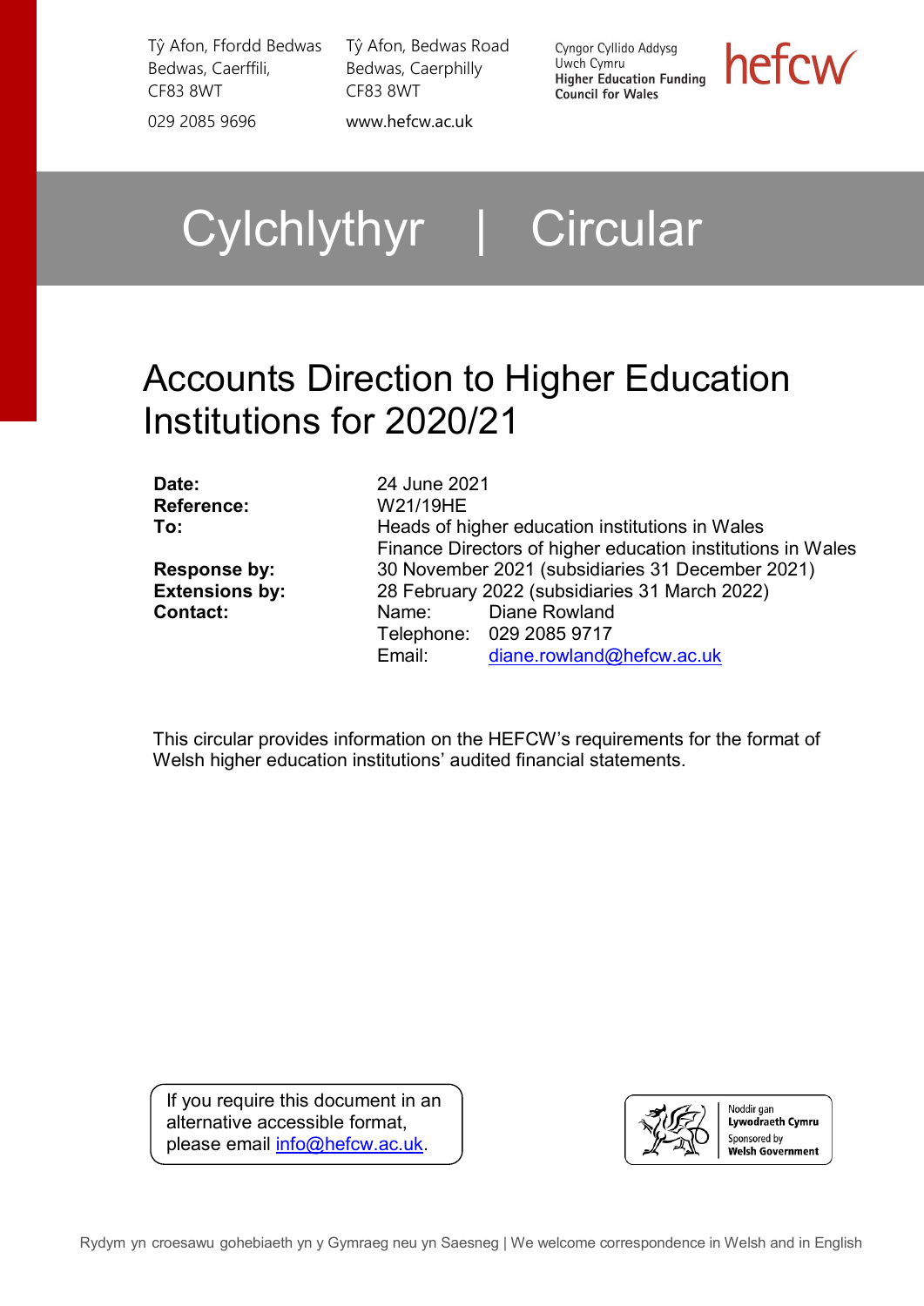Tŷ Afon, Ffordd Bedwas
Bedwas, Caerffili,
CF83 8WT

029 2085 9696

Tŷ Afon, Bedwas Road
Bedwas, Caerphilly
CF83 8WT

www.hefcw.ac.uk

Cyngor Cyllido Addysg Uwch Cymru
**Higher Education Funding Council for Wales**

hefcw

# Cylchlythyr | Circular

# Accounts Direction to Higher Education Institutions for 2020/21

| | |
|---|---|
| **Date:** | 24 June 2021 |
| **Reference:** | W21/19HE |
| **To:** | Heads of higher education institutions in Wales<br>Finance Directors of higher education institutions in Wales |
| **Response by:** | 30 November 2021 (subsidiaries 31 December 2021) |
| **Extensions by:** | 28 February 2022 (subsidiaries 31 March 2022) |
| **Contact:** | Name: Diane Rowland<br>Telephone: 029 2085 9717<br>Email: diane.rowland@hefcw.ac.uk |

This circular provides information on the HEFCW's requirements for the format of Welsh higher education institutions' audited financial statements.

If you require this document in an alternative accessible format, please email info@hefcw.ac.uk.

Noddir gan **Lywodraeth Cymru**
Sponsored by **Welsh Government**

Rydym yn croesawu gohebiaeth yn y Gymraeg neu yn Saesneg | We welcome correspondence in Welsh and in English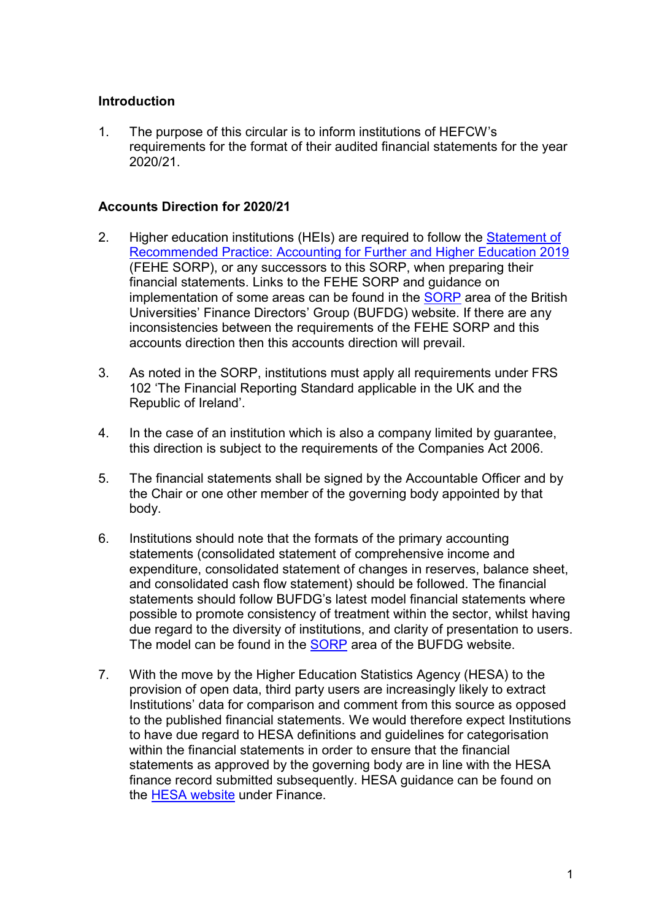## Introduction

1. The purpose of this circular is to inform institutions of HEFCW's requirements for the format of their audited financial statements for the year 2020/21.

## Accounts Direction for 2020/21

2. Higher education institutions (HEIs) are required to follow the Statement of Recommended Practice: Accounting for Further and Higher Education 2019 (FEHE SORP), or any successors to this SORP, when preparing their financial statements. Links to the FEHE SORP and guidance on implementation of some areas can be found in the SORP area of the British Universities' Finance Directors' Group (BUFDG) website. If there are any inconsistencies between the requirements of the FEHE SORP and this accounts direction then this accounts direction will prevail.

3. As noted in the SORP, institutions must apply all requirements under FRS 102 'The Financial Reporting Standard applicable in the UK and the Republic of Ireland'.

4. In the case of an institution which is also a company limited by guarantee, this direction is subject to the requirements of the Companies Act 2006.

5. The financial statements shall be signed by the Accountable Officer and by the Chair or one other member of the governing body appointed by that body.

6. Institutions should note that the formats of the primary accounting statements (consolidated statement of comprehensive income and expenditure, consolidated statement of changes in reserves, balance sheet, and consolidated cash flow statement) should be followed. The financial statements should follow BUFDG's latest model financial statements where possible to promote consistency of treatment within the sector, whilst having due regard to the diversity of institutions, and clarity of presentation to users. The model can be found in the SORP area of the BUFDG website.

7. With the move by the Higher Education Statistics Agency (HESA) to the provision of open data, third party users are increasingly likely to extract Institutions' data for comparison and comment from this source as opposed to the published financial statements. We would therefore expect Institutions to have due regard to HESA definitions and guidelines for categorisation within the financial statements in order to ensure that the financial statements as approved by the governing body are in line with the HESA finance record submitted subsequently. HESA guidance can be found on the HESA website under Finance.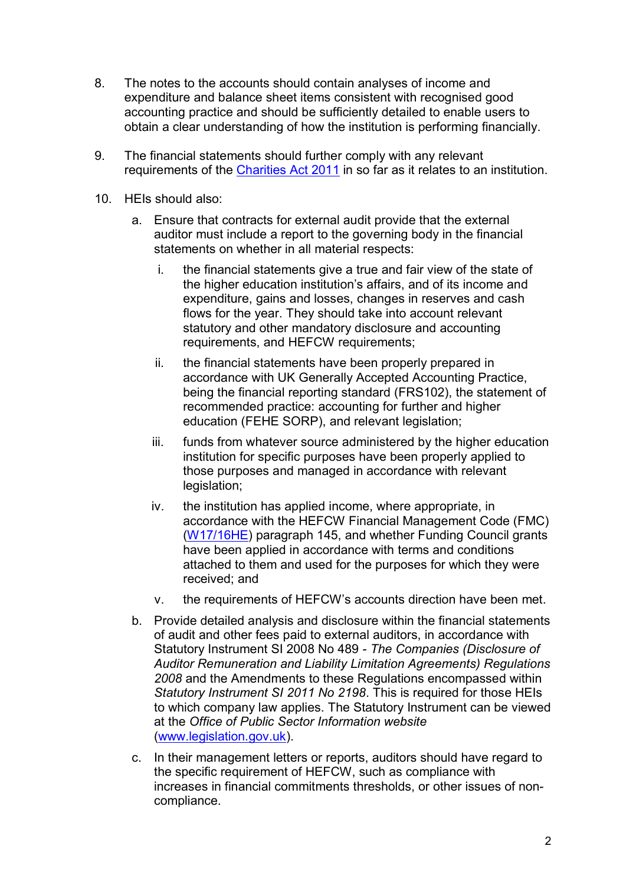8. The notes to the accounts should contain analyses of income and expenditure and balance sheet items consistent with recognised good accounting practice and should be sufficiently detailed to enable users to obtain a clear understanding of how the institution is performing financially.

9. The financial statements should further comply with any relevant requirements of the [Charities Act 2011](#) in so far as it relates to an institution.

10. HEIs should also:

    a. Ensure that contracts for external audit provide that the external auditor must include a report to the governing body in the financial statements on whether in all material respects:

        i. the financial statements give a true and fair view of the state of the higher education institution's affairs, and of its income and expenditure, gains and losses, changes in reserves and cash flows for the year. They should take into account relevant statutory and other mandatory disclosure and accounting requirements, and HEFCW requirements;

        ii. the financial statements have been properly prepared in accordance with UK Generally Accepted Accounting Practice, being the financial reporting standard (FRS102), the statement of recommended practice: accounting for further and higher education (FEHE SORP), and relevant legislation;

        iii. funds from whatever source administered by the higher education institution for specific purposes have been properly applied to those purposes and managed in accordance with relevant legislation;

        iv. the institution has applied income, where appropriate, in accordance with the HEFCW Financial Management Code (FMC) ([W17/16HE](#)) paragraph 145, and whether Funding Council grants have been applied in accordance with terms and conditions attached to them and used for the purposes for which they were received; and

        v. the requirements of HEFCW's accounts direction have been met.

    b. Provide detailed analysis and disclosure within the financial statements of audit and other fees paid to external auditors, in accordance with Statutory Instrument SI 2008 No 489 - *The Companies (Disclosure of Auditor Remuneration and Liability Limitation Agreements) Regulations 2008* and the Amendments to these Regulations encompassed within *Statutory Instrument SI 2011 No 2198*. This is required for those HEIs to which company law applies. The Statutory Instrument can be viewed at the *Office of Public Sector Information website* ([www.legislation.gov.uk](http://www.legislation.gov.uk)).

    c. In their management letters or reports, auditors should have regard to the specific requirement of HEFCW, such as compliance with increases in financial commitments thresholds, or other issues of non-compliance.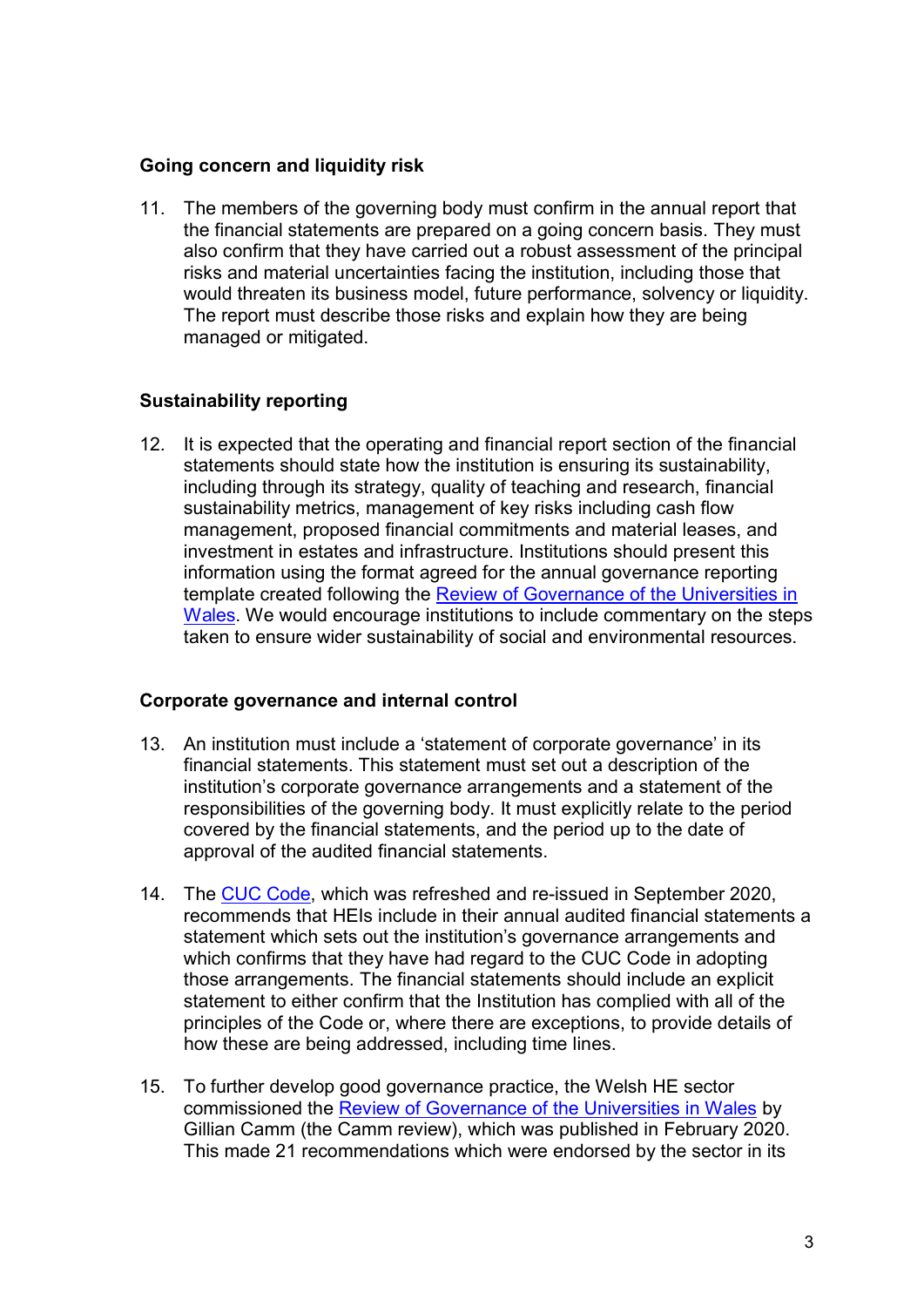### Going concern and liquidity risk

11. The members of the governing body must confirm in the annual report that the financial statements are prepared on a going concern basis. They must also confirm that they have carried out a robust assessment of the principal risks and material uncertainties facing the institution, including those that would threaten its business model, future performance, solvency or liquidity. The report must describe those risks and explain how they are being managed or mitigated.

### Sustainability reporting

12. It is expected that the operating and financial report section of the financial statements should state how the institution is ensuring its sustainability, including through its strategy, quality of teaching and research, financial sustainability metrics, management of key risks including cash flow management, proposed financial commitments and material leases, and investment in estates and infrastructure. Institutions should present this information using the format agreed for the annual governance reporting template created following the Review of Governance of the Universities in Wales. We would encourage institutions to include commentary on the steps taken to ensure wider sustainability of social and environmental resources.

### Corporate governance and internal control

13. An institution must include a 'statement of corporate governance' in its financial statements. This statement must set out a description of the institution's corporate governance arrangements and a statement of the responsibilities of the governing body. It must explicitly relate to the period covered by the financial statements, and the period up to the date of approval of the audited financial statements.

14. The CUC Code, which was refreshed and re-issued in September 2020, recommends that HEIs include in their annual audited financial statements a statement which sets out the institution's governance arrangements and which confirms that they have had regard to the CUC Code in adopting those arrangements. The financial statements should include an explicit statement to either confirm that the Institution has complied with all of the principles of the Code or, where there are exceptions, to provide details of how these are being addressed, including time lines.

15. To further develop good governance practice, the Welsh HE sector commissioned the Review of Governance of the Universities in Wales by Gillian Camm (the Camm review), which was published in February 2020. This made 21 recommendations which were endorsed by the sector in its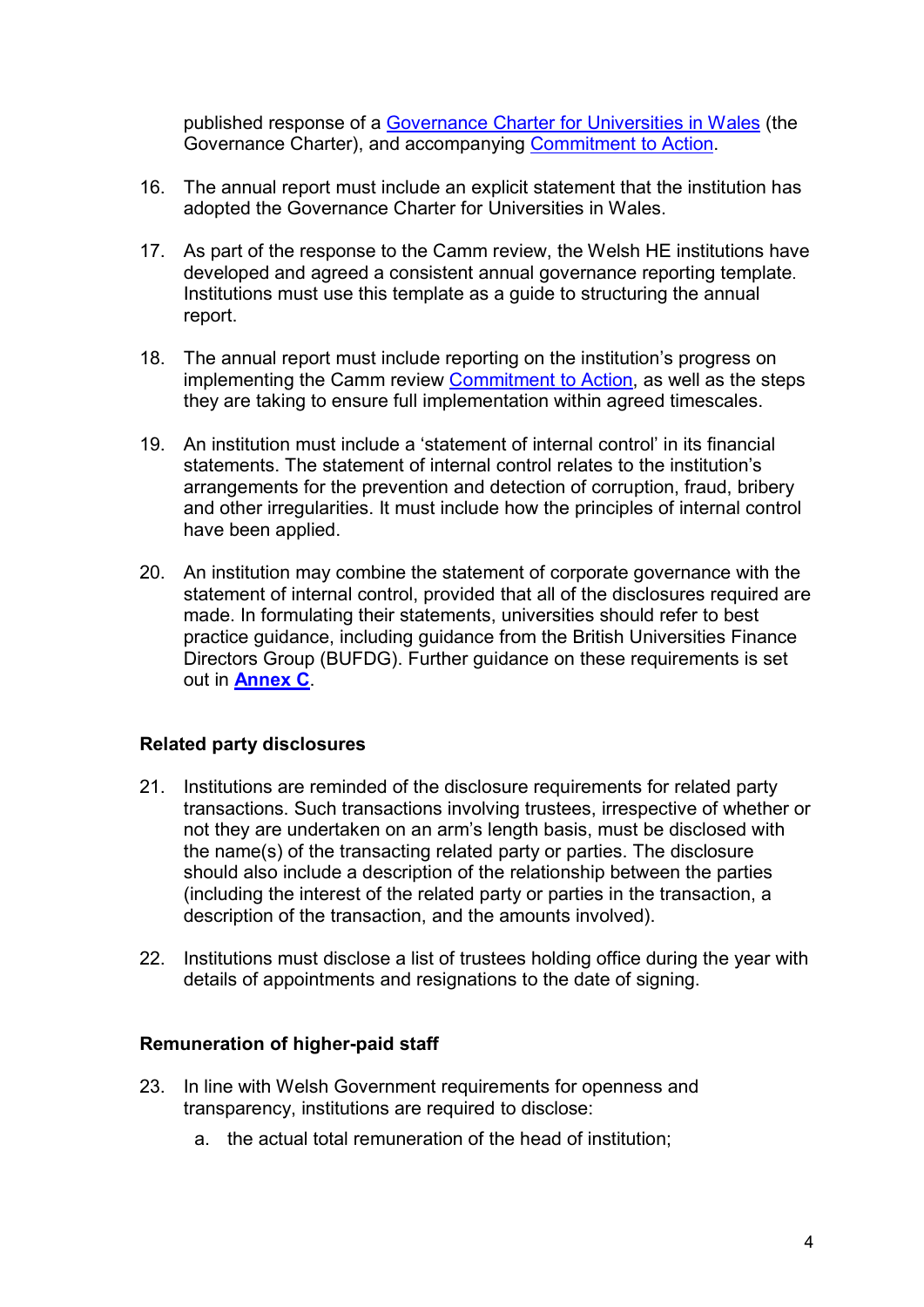published response of a Governance Charter for Universities in Wales (the Governance Charter), and accompanying Commitment to Action.

16. The annual report must include an explicit statement that the institution has adopted the Governance Charter for Universities in Wales.

17. As part of the response to the Camm review, the Welsh HE institutions have developed and agreed a consistent annual governance reporting template. Institutions must use this template as a guide to structuring the annual report.

18. The annual report must include reporting on the institution's progress on implementing the Camm review Commitment to Action, as well as the steps they are taking to ensure full implementation within agreed timescales.

19. An institution must include a 'statement of internal control' in its financial statements. The statement of internal control relates to the institution's arrangements for the prevention and detection of corruption, fraud, bribery and other irregularities. It must include how the principles of internal control have been applied.

20. An institution may combine the statement of corporate governance with the statement of internal control, provided that all of the disclosures required are made. In formulating their statements, universities should refer to best practice guidance, including guidance from the British Universities Finance Directors Group (BUFDG). Further guidance on these requirements is set out in **Annex C**.

### Related party disclosures

21. Institutions are reminded of the disclosure requirements for related party transactions. Such transactions involving trustees, irrespective of whether or not they are undertaken on an arm's length basis, must be disclosed with the name(s) of the transacting related party or parties. The disclosure should also include a description of the relationship between the parties (including the interest of the related party or parties in the transaction, a description of the transaction, and the amounts involved).

22. Institutions must disclose a list of trustees holding office during the year with details of appointments and resignations to the date of signing.

### Remuneration of higher-paid staff

23. In line with Welsh Government requirements for openness and transparency, institutions are required to disclose:
    a. the actual total remuneration of the head of institution;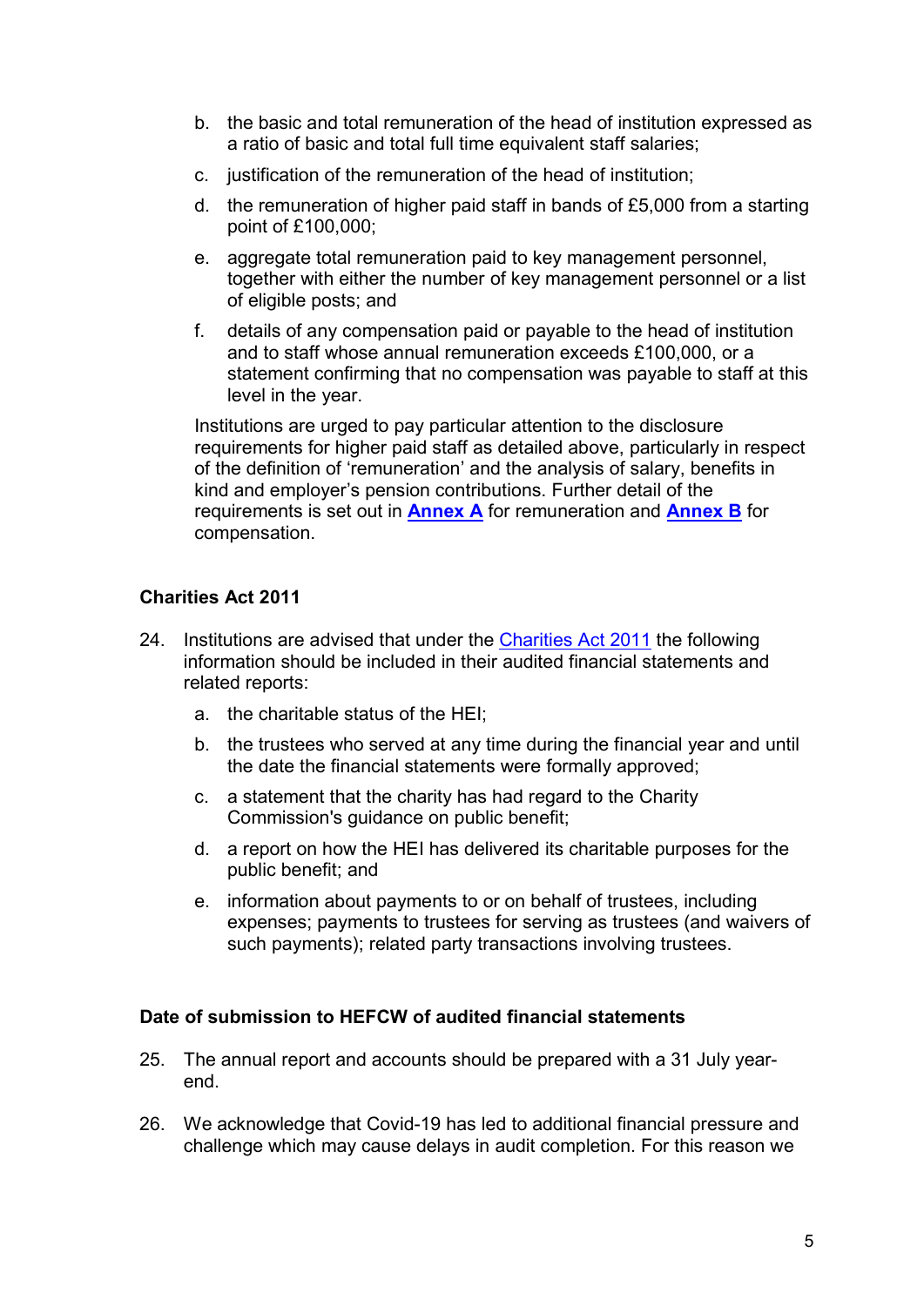b. the basic and total remuneration of the head of institution expressed as a ratio of basic and total full time equivalent staff salaries;

c. justification of the remuneration of the head of institution;

d. the remuneration of higher paid staff in bands of £5,000 from a starting point of £100,000;

e. aggregate total remuneration paid to key management personnel, together with either the number of key management personnel or a list of eligible posts; and

f. details of any compensation paid or payable to the head of institution and to staff whose annual remuneration exceeds £100,000, or a statement confirming that no compensation was payable to staff at this level in the year.

Institutions are urged to pay particular attention to the disclosure requirements for higher paid staff as detailed above, particularly in respect of the definition of 'remuneration' and the analysis of salary, benefits in kind and employer's pension contributions. Further detail of the requirements is set out in **Annex A** for remuneration and **Annex B** for compensation.

### Charities Act 2011

24. Institutions are advised that under the Charities Act 2011 the following information should be included in their audited financial statements and related reports:

    a. the charitable status of the HEI;

    b. the trustees who served at any time during the financial year and until the date the financial statements were formally approved;

    c. a statement that the charity has had regard to the Charity Commission's guidance on public benefit;

    d. a report on how the HEI has delivered its charitable purposes for the public benefit; and

    e. information about payments to or on behalf of trustees, including expenses; payments to trustees for serving as trustees (and waivers of such payments); related party transactions involving trustees.

### Date of submission to HEFCW of audited financial statements

25. The annual report and accounts should be prepared with a 31 July year-end.

26. We acknowledge that Covid-19 has led to additional financial pressure and challenge which may cause delays in audit completion. For this reason we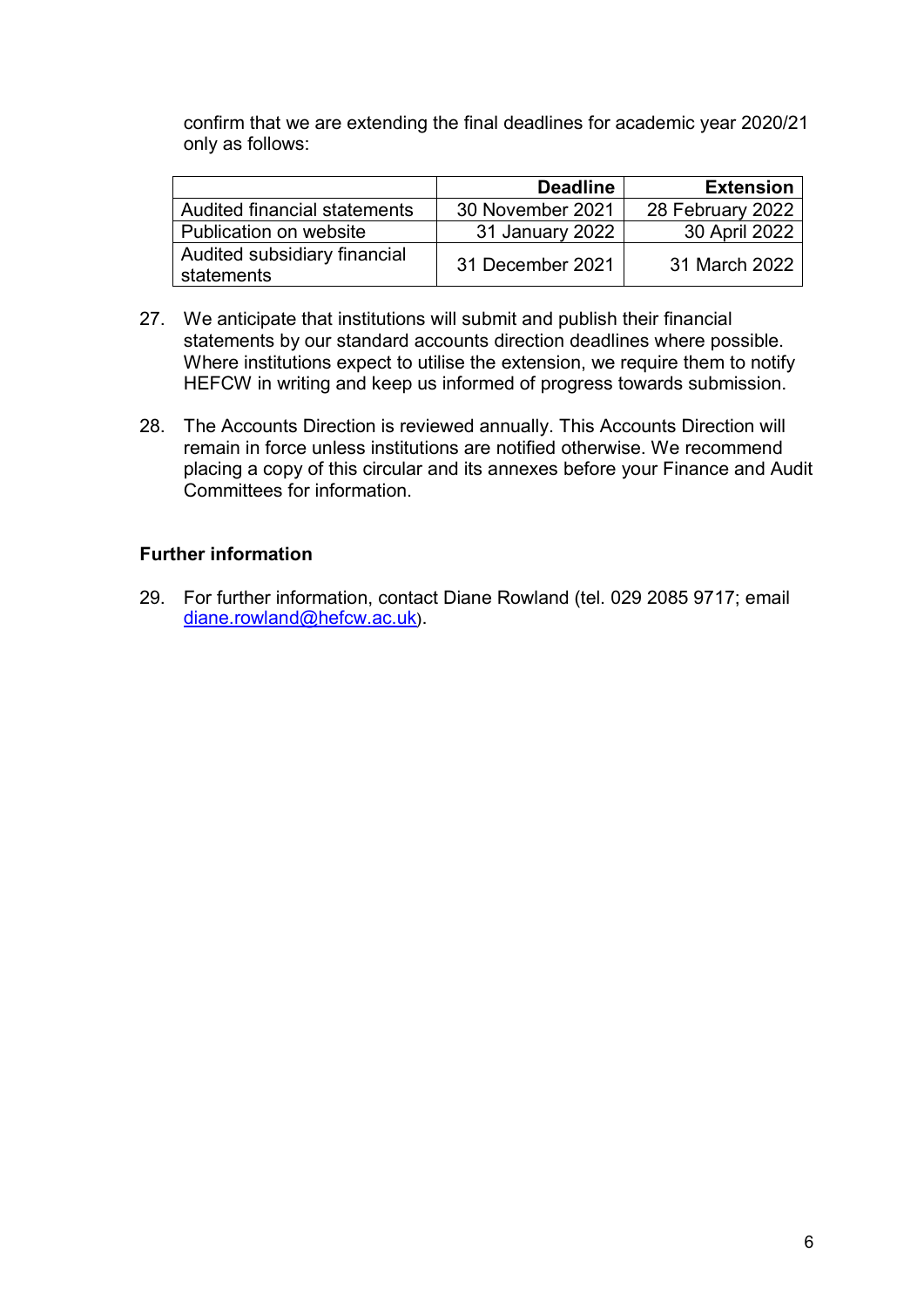confirm that we are extending the final deadlines for academic year 2020/21 only as follows:

| | Deadline | Extension |
|---|---|---|
| Audited financial statements | 30 November 2021 | 28 February 2022 |
| Publication on website | 31 January 2022 | 30 April 2022 |
| Audited subsidiary financial statements | 31 December 2021 | 31 March 2022 |

27. We anticipate that institutions will submit and publish their financial statements by our standard accounts direction deadlines where possible. Where institutions expect to utilise the extension, we require them to notify HEFCW in writing and keep us informed of progress towards submission.

28. The Accounts Direction is reviewed annually. This Accounts Direction will remain in force unless institutions are notified otherwise. We recommend placing a copy of this circular and its annexes before your Finance and Audit Committees for information.

**Further information**

29. For further information, contact Diane Rowland (tel. 029 2085 9717; email [diane.rowland@hefcw.ac.uk](mailto:diane.rowland@hefcw.ac.uk)).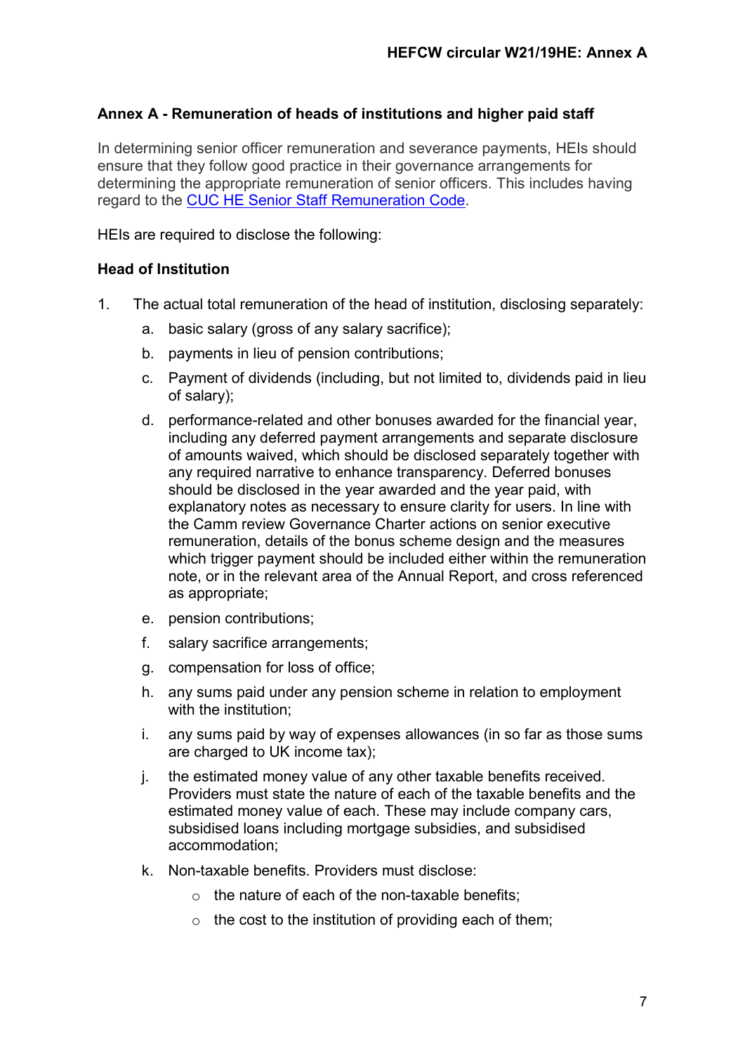## Annex A - Remuneration of heads of institutions and higher paid staff

In determining senior officer remuneration and severance payments, HEIs should ensure that they follow good practice in their governance arrangements for determining the appropriate remuneration of senior officers. This includes having regard to the [CUC HE Senior Staff Remuneration Code](CUC HE Senior Staff Remuneration Code).

HEIs are required to disclose the following:

### Head of Institution

1. The actual total remuneration of the head of institution, disclosing separately:
   a. basic salary (gross of any salary sacrifice);
   b. payments in lieu of pension contributions;
   c. Payment of dividends (including, but not limited to, dividends paid in lieu of salary);
   d. performance-related and other bonuses awarded for the financial year, including any deferred payment arrangements and separate disclosure of amounts waived, which should be disclosed separately together with any required narrative to enhance transparency. Deferred bonuses should be disclosed in the year awarded and the year paid, with explanatory notes as necessary to ensure clarity for users. In line with the Camm review Governance Charter actions on senior executive remuneration, details of the bonus scheme design and the measures which trigger payment should be included either within the remuneration note, or in the relevant area of the Annual Report, and cross referenced as appropriate;
   e. pension contributions;
   f. salary sacrifice arrangements;
   g. compensation for loss of office;
   h. any sums paid under any pension scheme in relation to employment with the institution;
   i. any sums paid by way of expenses allowances (in so far as those sums are charged to UK income tax);
   j. the estimated money value of any other taxable benefits received. Providers must state the nature of each of the taxable benefits and the estimated money value of each. These may include company cars, subsidised loans including mortgage subsidies, and subsidised accommodation;
   k. Non-taxable benefits. Providers must disclose:
      - the nature of each of the non-taxable benefits;
      - the cost to the institution of providing each of them;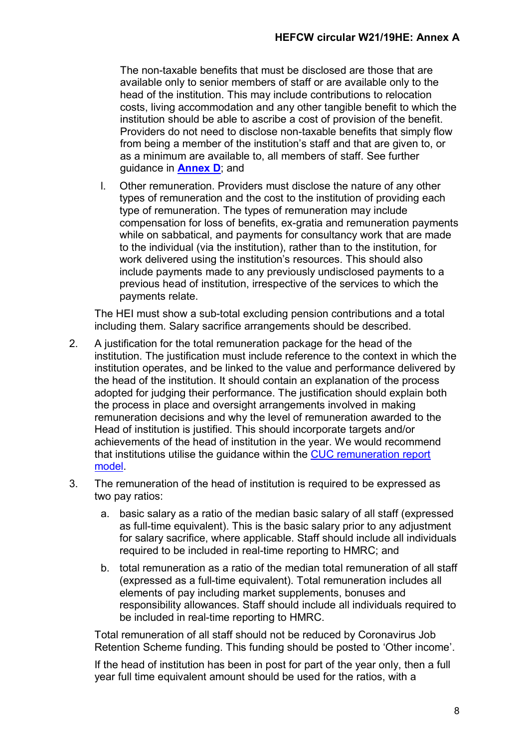The non-taxable benefits that must be disclosed are those that are available only to senior members of staff or are available only to the head of the institution. This may include contributions to relocation costs, living accommodation and any other tangible benefit to which the institution should be able to ascribe a cost of provision of the benefit. Providers do not need to disclose non-taxable benefits that simply flow from being a member of the institution's staff and that are given to, or as a minimum are available to, all members of staff. See further guidance in **Annex D**; and

l. Other remuneration. Providers must disclose the nature of any other types of remuneration and the cost to the institution of providing each type of remuneration. The types of remuneration may include compensation for loss of benefits, ex-gratia and remuneration payments while on sabbatical, and payments for consultancy work that are made to the individual (via the institution), rather than to the institution, for work delivered using the institution's resources. This should also include payments made to any previously undisclosed payments to a previous head of institution, irrespective of the services to which the payments relate.

The HEI must show a sub-total excluding pension contributions and a total including them. Salary sacrifice arrangements should be described.

2. A justification for the total remuneration package for the head of the institution. The justification must include reference to the context in which the institution operates, and be linked to the value and performance delivered by the head of the institution. It should contain an explanation of the process adopted for judging their performance. The justification should explain both the process in place and oversight arrangements involved in making remuneration decisions and why the level of remuneration awarded to the Head of institution is justified. This should incorporate targets and/or achievements of the head of institution in the year. We would recommend that institutions utilise the guidance within the CUC remuneration report model.

3. The remuneration of the head of institution is required to be expressed as two pay ratios:

   a. basic salary as a ratio of the median basic salary of all staff (expressed as full-time equivalent). This is the basic salary prior to any adjustment for salary sacrifice, where applicable. Staff should include all individuals required to be included in real-time reporting to HMRC; and

   b. total remuneration as a ratio of the median total remuneration of all staff (expressed as a full-time equivalent). Total remuneration includes all elements of pay including market supplements, bonuses and responsibility allowances. Staff should include all individuals required to be included in real-time reporting to HMRC.

   Total remuneration of all staff should not be reduced by Coronavirus Job Retention Scheme funding. This funding should be posted to 'Other income'.

   If the head of institution has been in post for part of the year only, then a full year full time equivalent amount should be used for the ratios, with a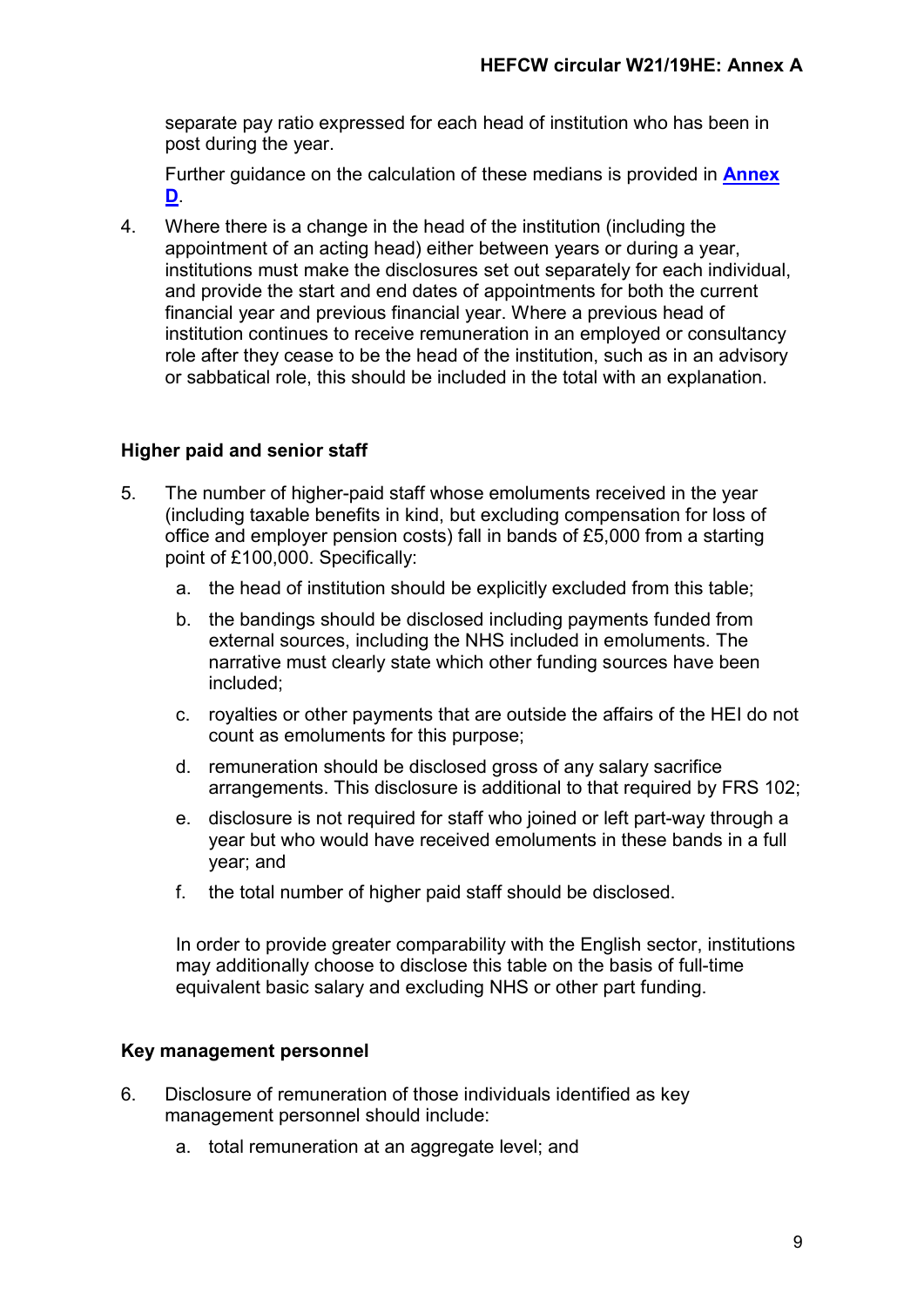separate pay ratio expressed for each head of institution who has been in post during the year.

Further guidance on the calculation of these medians is provided in **Annex D**.

4. Where there is a change in the head of the institution (including the appointment of an acting head) either between years or during a year, institutions must make the disclosures set out separately for each individual, and provide the start and end dates of appointments for both the current financial year and previous financial year. Where a previous head of institution continues to receive remuneration in an employed or consultancy role after they cease to be the head of the institution, such as in an advisory or sabbatical role, this should be included in the total with an explanation.

**Higher paid and senior staff**

5. The number of higher-paid staff whose emoluments received in the year (including taxable benefits in kind, but excluding compensation for loss of office and employer pension costs) fall in bands of £5,000 from a starting point of £100,000. Specifically:

   a. the head of institution should be explicitly excluded from this table;

   b. the bandings should be disclosed including payments funded from external sources, including the NHS included in emoluments. The narrative must clearly state which other funding sources have been included;

   c. royalties or other payments that are outside the affairs of the HEI do not count as emoluments for this purpose;

   d. remuneration should be disclosed gross of any salary sacrifice arrangements. This disclosure is additional to that required by FRS 102;

   e. disclosure is not required for staff who joined or left part-way through a year but who would have received emoluments in these bands in a full year; and

   f. the total number of higher paid staff should be disclosed.

   In order to provide greater comparability with the English sector, institutions may additionally choose to disclose this table on the basis of full-time equivalent basic salary and excluding NHS or other part funding.

**Key management personnel**

6. Disclosure of remuneration of those individuals identified as key management personnel should include:

   a. total remuneration at an aggregate level; and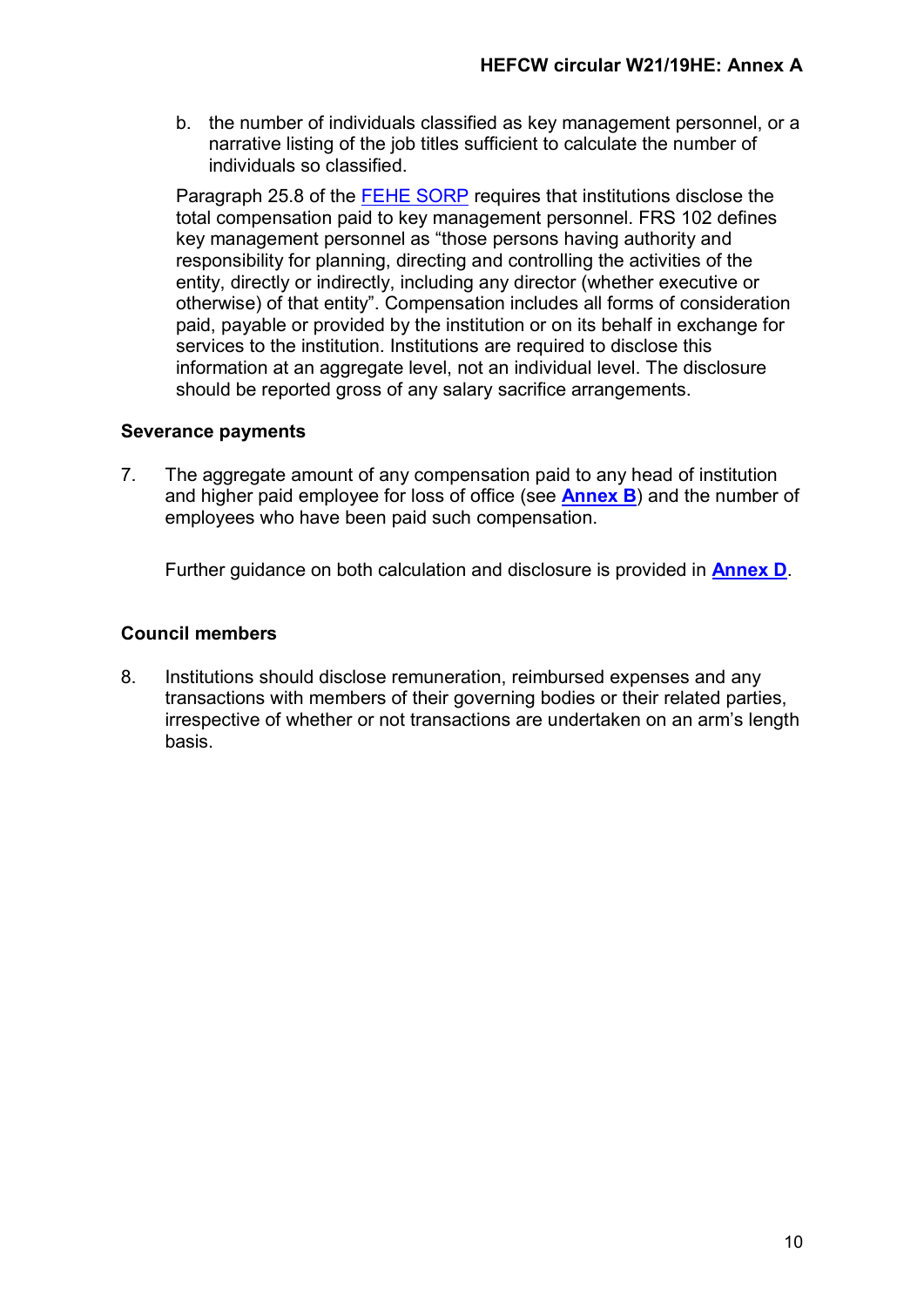b. the number of individuals classified as key management personnel, or a narrative listing of the job titles sufficient to calculate the number of individuals so classified.

Paragraph 25.8 of the FEHE SORP requires that institutions disclose the total compensation paid to key management personnel. FRS 102 defines key management personnel as "those persons having authority and responsibility for planning, directing and controlling the activities of the entity, directly or indirectly, including any director (whether executive or otherwise) of that entity". Compensation includes all forms of consideration paid, payable or provided by the institution or on its behalf in exchange for services to the institution. Institutions are required to disclose this information at an aggregate level, not an individual level. The disclosure should be reported gross of any salary sacrifice arrangements.

### Severance payments

7. The aggregate amount of any compensation paid to any head of institution and higher paid employee for loss of office (see **Annex B**) and the number of employees who have been paid such compensation.

   Further guidance on both calculation and disclosure is provided in **Annex D**.

### Council members

8. Institutions should disclose remuneration, reimbursed expenses and any transactions with members of their governing bodies or their related parties, irrespective of whether or not transactions are undertaken on an arm's length basis.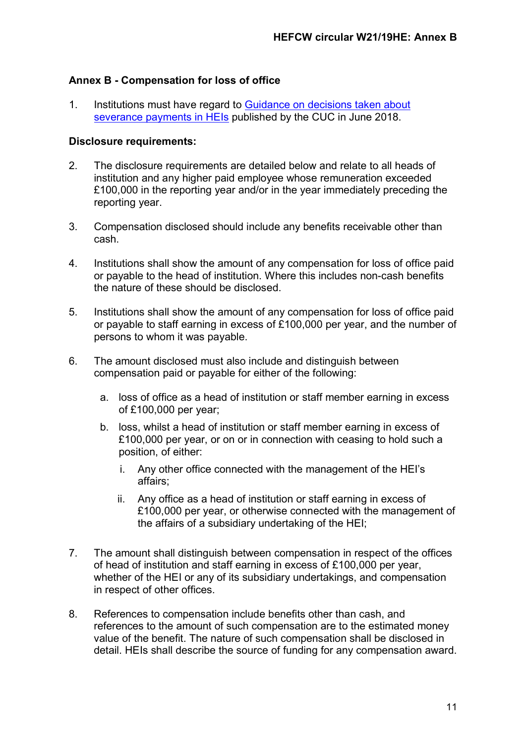## Annex B - Compensation for loss of office

1. Institutions must have regard to [Guidance on decisions taken about severance payments in HEIs](#) published by the CUC in June 2018.

### Disclosure requirements:

2. The disclosure requirements are detailed below and relate to all heads of institution and any higher paid employee whose remuneration exceeded £100,000 in the reporting year and/or in the year immediately preceding the reporting year.

3. Compensation disclosed should include any benefits receivable other than cash.

4. Institutions shall show the amount of any compensation for loss of office paid or payable to the head of institution. Where this includes non-cash benefits the nature of these should be disclosed.

5. Institutions shall show the amount of any compensation for loss of office paid or payable to staff earning in excess of £100,000 per year, and the number of persons to whom it was payable.

6. The amount disclosed must also include and distinguish between compensation paid or payable for either of the following:

   a. loss of office as a head of institution or staff member earning in excess of £100,000 per year;

   b. loss, whilst a head of institution or staff member earning in excess of £100,000 per year, or on or in connection with ceasing to hold such a position, of either:

      i. Any other office connected with the management of the HEI's affairs;

      ii. Any office as a head of institution or staff earning in excess of £100,000 per year, or otherwise connected with the management of the affairs of a subsidiary undertaking of the HEI;

7. The amount shall distinguish between compensation in respect of the offices of head of institution and staff earning in excess of £100,000 per year, whether of the HEI or any of its subsidiary undertakings, and compensation in respect of other offices.

8. References to compensation include benefits other than cash, and references to the amount of such compensation are to the estimated money value of the benefit. The nature of such compensation shall be disclosed in detail. HEIs shall describe the source of funding for any compensation award.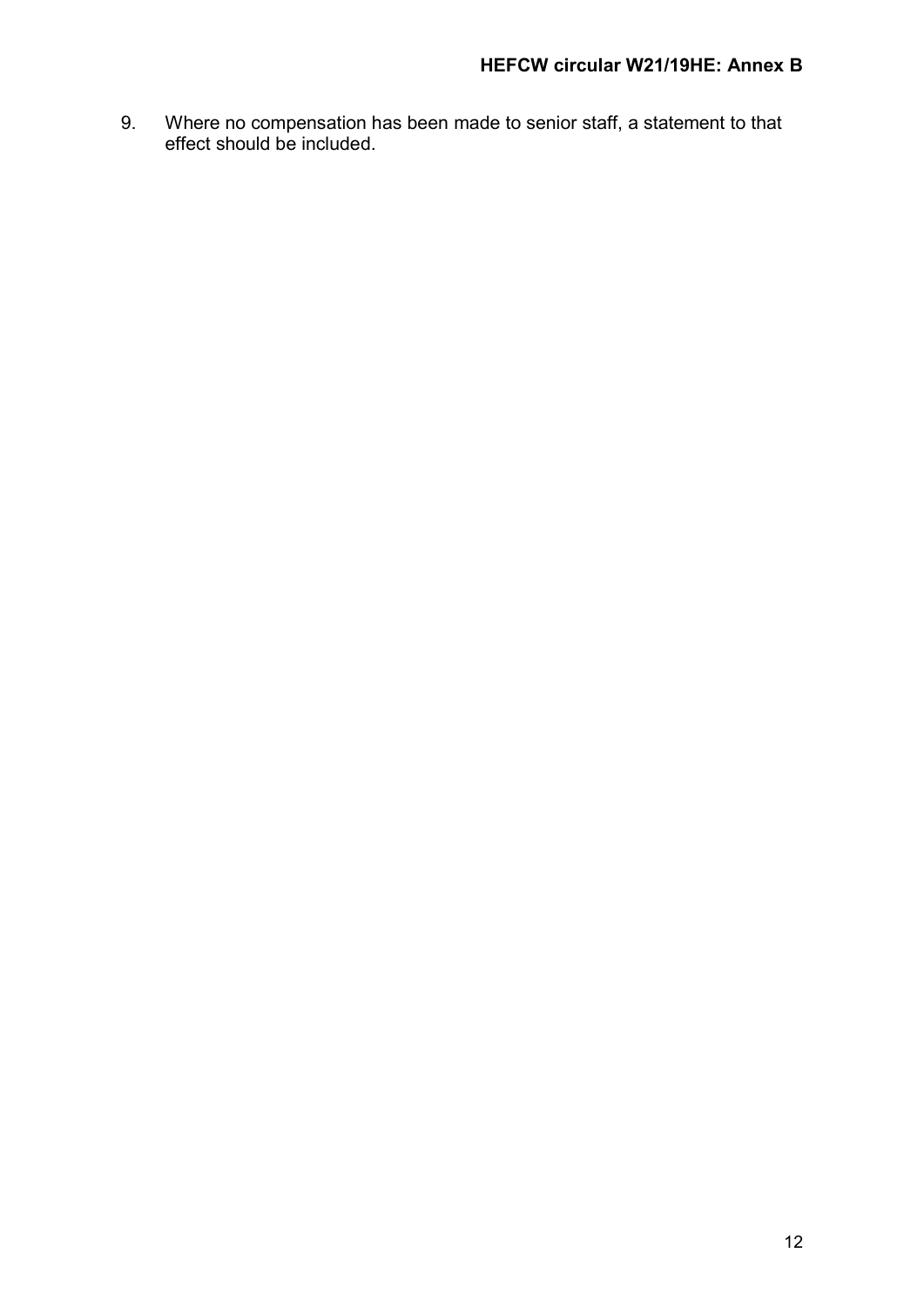9. Where no compensation has been made to senior staff, a statement to that effect should be included.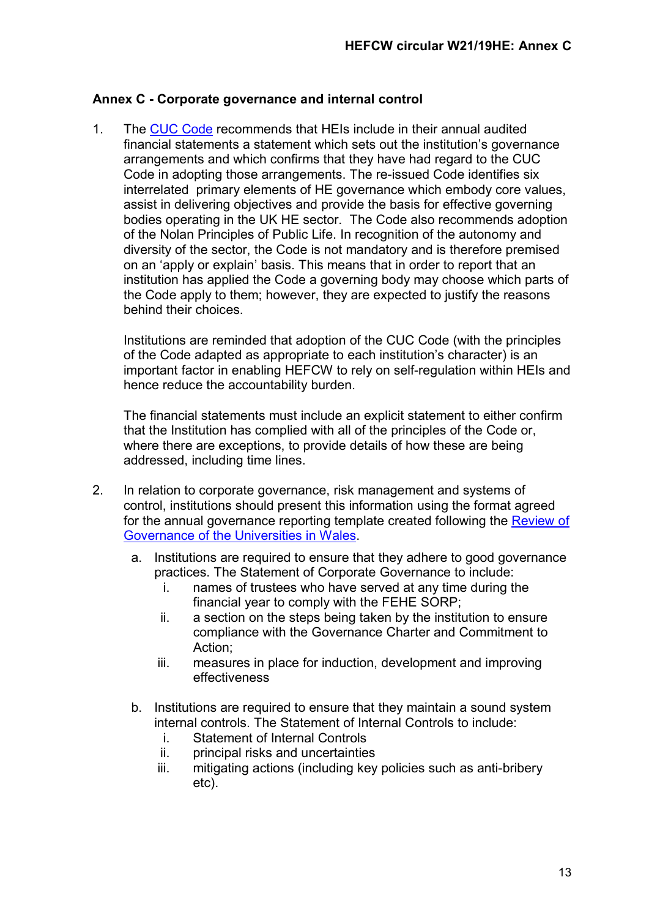## Annex C - Corporate governance and internal control

1. The [CUC Code](CUC Code) recommends that HEIs include in their annual audited financial statements a statement which sets out the institution's governance arrangements and which confirms that they have had regard to the CUC Code in adopting those arrangements. The re-issued Code identifies six interrelated primary elements of HE governance which embody core values, assist in delivering objectives and provide the basis for effective governing bodies operating in the UK HE sector. The Code also recommends adoption of the Nolan Principles of Public Life. In recognition of the autonomy and diversity of the sector, the Code is not mandatory and is therefore premised on an 'apply or explain' basis. This means that in order to report that an institution has applied the Code a governing body may choose which parts of the Code apply to them; however, they are expected to justify the reasons behind their choices.

   Institutions are reminded that adoption of the CUC Code (with the principles of the Code adapted as appropriate to each institution's character) is an important factor in enabling HEFCW to rely on self-regulation within HEIs and hence reduce the accountability burden.

   The financial statements must include an explicit statement to either confirm that the Institution has complied with all of the principles of the Code or, where there are exceptions, to provide details of how these are being addressed, including time lines.

2. In relation to corporate governance, risk management and systems of control, institutions should present this information using the format agreed for the annual governance reporting template created following the Review of Governance of the Universities in Wales.

   a. Institutions are required to ensure that they adhere to good governance practices. The Statement of Corporate Governance to include:
      i. names of trustees who have served at any time during the financial year to comply with the FEHE SORP;
      ii. a section on the steps being taken by the institution to ensure compliance with the Governance Charter and Commitment to Action;
      iii. measures in place for induction, development and improving effectiveness

   b. Institutions are required to ensure that they maintain a sound system internal controls. The Statement of Internal Controls to include:
      i. Statement of Internal Controls
      ii. principal risks and uncertainties
      iii. mitigating actions (including key policies such as anti-bribery etc).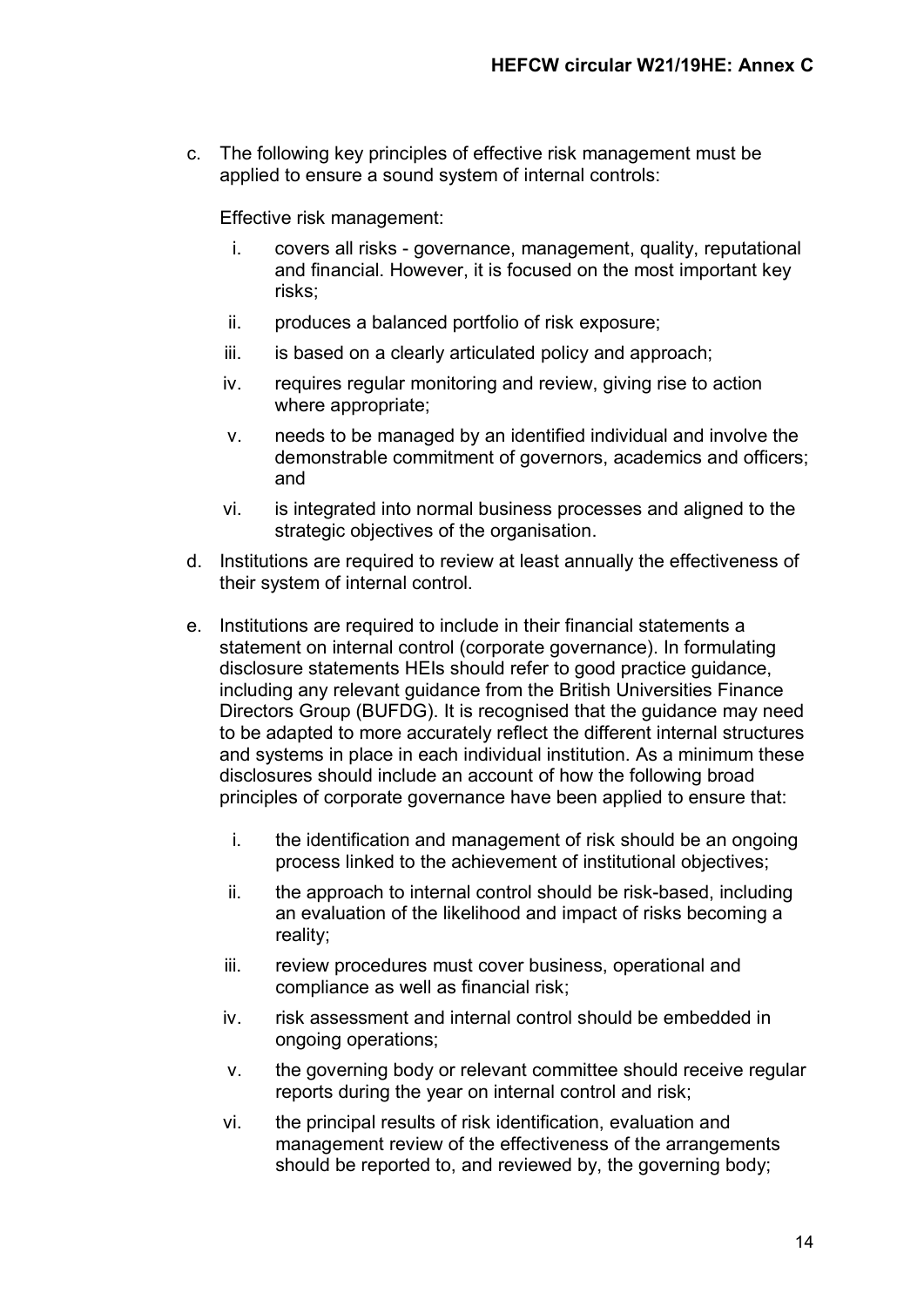c. The following key principles of effective risk management must be applied to ensure a sound system of internal controls:

   Effective risk management:

   i. covers all risks - governance, management, quality, reputational and financial. However, it is focused on the most important key risks;
   ii. produces a balanced portfolio of risk exposure;
   iii. is based on a clearly articulated policy and approach;
   iv. requires regular monitoring and review, giving rise to action where appropriate;
   v. needs to be managed by an identified individual and involve the demonstrable commitment of governors, academics and officers; and
   vi. is integrated into normal business processes and aligned to the strategic objectives of the organisation.

d. Institutions are required to review at least annually the effectiveness of their system of internal control.

e. Institutions are required to include in their financial statements a statement on internal control (corporate governance). In formulating disclosure statements HEIs should refer to good practice guidance, including any relevant guidance from the British Universities Finance Directors Group (BUFDG). It is recognised that the guidance may need to be adapted to more accurately reflect the different internal structures and systems in place in each individual institution. As a minimum these disclosures should include an account of how the following broad principles of corporate governance have been applied to ensure that:

   i. the identification and management of risk should be an ongoing process linked to the achievement of institutional objectives;
   ii. the approach to internal control should be risk-based, including an evaluation of the likelihood and impact of risks becoming a reality;
   iii. review procedures must cover business, operational and compliance as well as financial risk;
   iv. risk assessment and internal control should be embedded in ongoing operations;
   v. the governing body or relevant committee should receive regular reports during the year on internal control and risk;
   vi. the principal results of risk identification, evaluation and management review of the effectiveness of the arrangements should be reported to, and reviewed by, the governing body;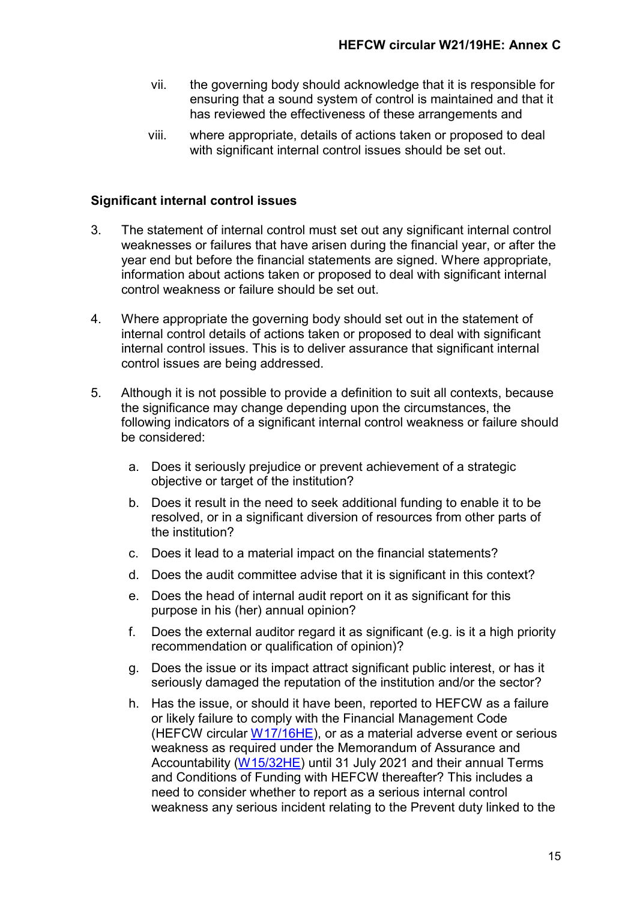vii. the governing body should acknowledge that it is responsible for ensuring that a sound system of control is maintained and that it has reviewed the effectiveness of these arrangements and

viii. where appropriate, details of actions taken or proposed to deal with significant internal control issues should be set out.

**Significant internal control issues**

3. The statement of internal control must set out any significant internal control weaknesses or failures that have arisen during the financial year, or after the year end but before the financial statements are signed. Where appropriate, information about actions taken or proposed to deal with significant internal control weakness or failure should be set out.

4. Where appropriate the governing body should set out in the statement of internal control details of actions taken or proposed to deal with significant internal control issues. This is to deliver assurance that significant internal control issues are being addressed.

5. Although it is not possible to provide a definition to suit all contexts, because the significance may change depending upon the circumstances, the following indicators of a significant internal control weakness or failure should be considered:

   a. Does it seriously prejudice or prevent achievement of a strategic objective or target of the institution?

   b. Does it result in the need to seek additional funding to enable it to be resolved, or in a significant diversion of resources from other parts of the institution?

   c. Does it lead to a material impact on the financial statements?

   d. Does the audit committee advise that it is significant in this context?

   e. Does the head of internal audit report on it as significant for this purpose in his (her) annual opinion?

   f. Does the external auditor regard it as significant (e.g. is it a high priority recommendation or qualification of opinion)?

   g. Does the issue or its impact attract significant public interest, or has it seriously damaged the reputation of the institution and/or the sector?

   h. Has the issue, or should it have been, reported to HEFCW as a failure or likely failure to comply with the Financial Management Code (HEFCW circular W17/16HE), or as a material adverse event or serious weakness as required under the Memorandum of Assurance and Accountability (W15/32HE) until 31 July 2021 and their annual Terms and Conditions of Funding with HEFCW thereafter? This includes a need to consider whether to report as a serious internal control weakness any serious incident relating to the Prevent duty linked to the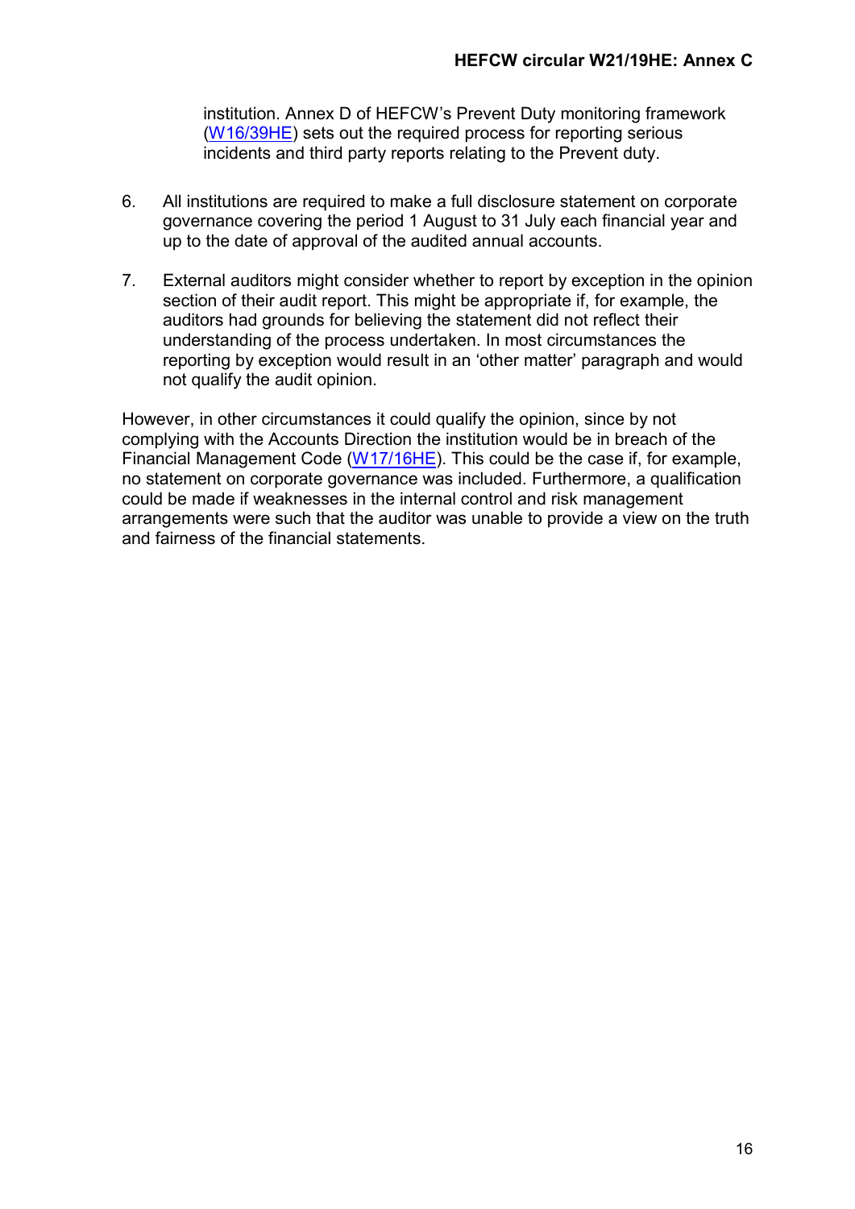institution. Annex D of HEFCW's Prevent Duty monitoring framework ([W16/39HE]) sets out the required process for reporting serious incidents and third party reports relating to the Prevent duty.

6. All institutions are required to make a full disclosure statement on corporate governance covering the period 1 August to 31 July each financial year and up to the date of approval of the audited annual accounts.

7. External auditors might consider whether to report by exception in the opinion section of their audit report. This might be appropriate if, for example, the auditors had grounds for believing the statement did not reflect their understanding of the process undertaken. In most circumstances the reporting by exception would result in an 'other matter' paragraph and would not qualify the audit opinion.

However, in other circumstances it could qualify the opinion, since by not complying with the Accounts Direction the institution would be in breach of the Financial Management Code ([W17/16HE]). This could be the case if, for example, no statement on corporate governance was included. Furthermore, a qualification could be made if weaknesses in the internal control and risk management arrangements were such that the auditor was unable to provide a view on the truth and fairness of the financial statements.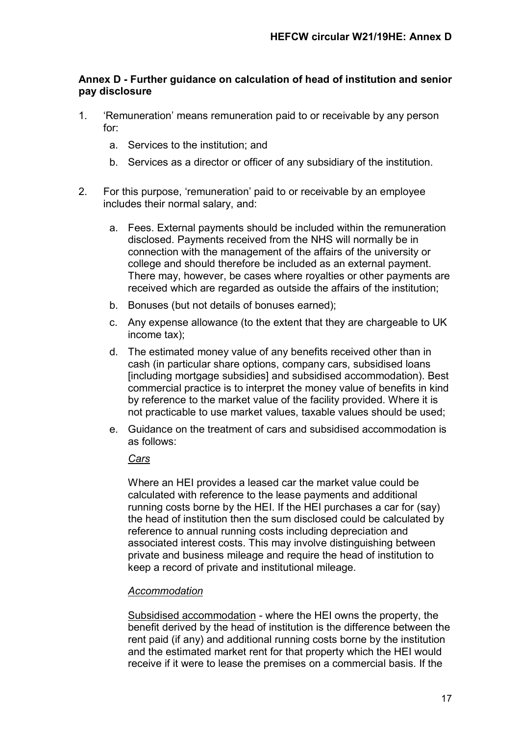## Annex D - Further guidance on calculation of head of institution and senior pay disclosure

1. 'Remuneration' means remuneration paid to or receivable by any person for:

   a. Services to the institution; and

   b. Services as a director or officer of any subsidiary of the institution.

2. For this purpose, 'remuneration' paid to or receivable by an employee includes their normal salary, and:

   a. Fees. External payments should be included within the remuneration disclosed. Payments received from the NHS will normally be in connection with the management of the affairs of the university or college and should therefore be included as an external payment. There may, however, be cases where royalties or other payments are received which are regarded as outside the affairs of the institution;

   b. Bonuses (but not details of bonuses earned);

   c. Any expense allowance (to the extent that they are chargeable to UK income tax);

   d. The estimated money value of any benefits received other than in cash (in particular share options, company cars, subsidised loans [including mortgage subsidies] and subsidised accommodation). Best commercial practice is to interpret the money value of benefits in kind by reference to the market value of the facility provided. Where it is not practicable to use market values, taxable values should be used;

   e. Guidance on the treatment of cars and subsidised accommodation is as follows:

      *Cars*

      Where an HEI provides a leased car the market value could be calculated with reference to the lease payments and additional running costs borne by the HEI. If the HEI purchases a car for (say) the head of institution then the sum disclosed could be calculated by reference to annual running costs including depreciation and associated interest costs. This may involve distinguishing between private and business mileage and require the head of institution to keep a record of private and institutional mileage.

      *Accommodation*

      Subsidised accommodation - where the HEI owns the property, the benefit derived by the head of institution is the difference between the rent paid (if any) and additional running costs borne by the institution and the estimated market rent for that property which the HEI would receive if it were to lease the premises on a commercial basis. If the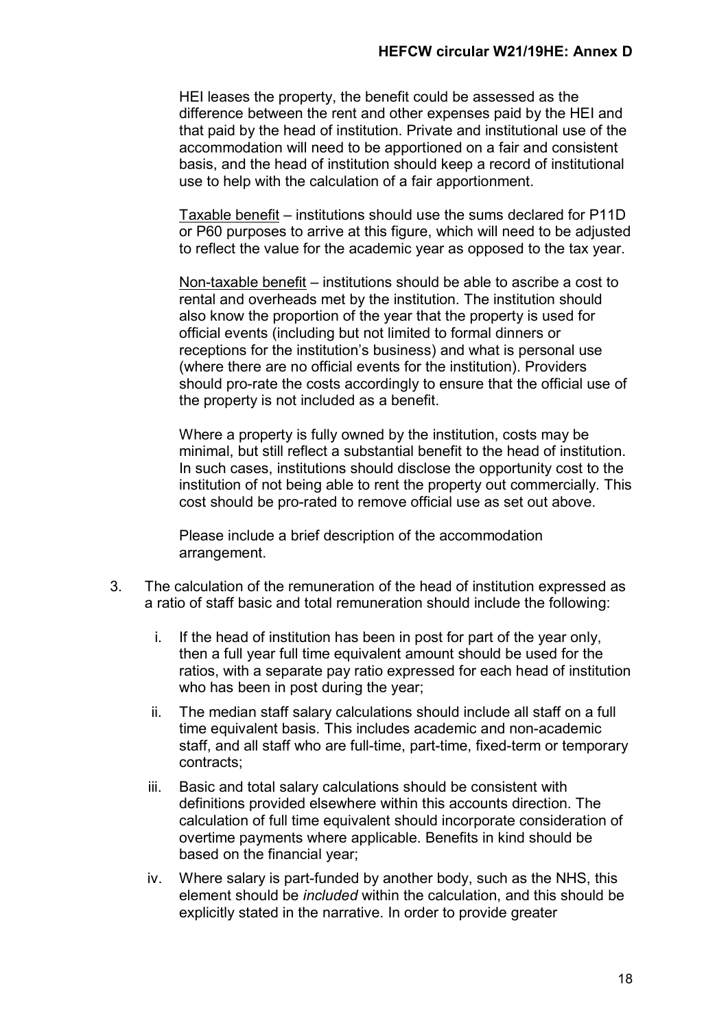HEI leases the property, the benefit could be assessed as the difference between the rent and other expenses paid by the HEI and that paid by the head of institution. Private and institutional use of the accommodation will need to be apportioned on a fair and consistent basis, and the head of institution should keep a record of institutional use to help with the calculation of a fair apportionment.

Taxable benefit – institutions should use the sums declared for P11D or P60 purposes to arrive at this figure, which will need to be adjusted to reflect the value for the academic year as opposed to the tax year.

Non-taxable benefit – institutions should be able to ascribe a cost to rental and overheads met by the institution. The institution should also know the proportion of the year that the property is used for official events (including but not limited to formal dinners or receptions for the institution's business) and what is personal use (where there are no official events for the institution). Providers should pro-rate the costs accordingly to ensure that the official use of the property is not included as a benefit.

Where a property is fully owned by the institution, costs may be minimal, but still reflect a substantial benefit to the head of institution. In such cases, institutions should disclose the opportunity cost to the institution of not being able to rent the property out commercially. This cost should be pro-rated to remove official use as set out above.

Please include a brief description of the accommodation arrangement.

3. The calculation of the remuneration of the head of institution expressed as a ratio of staff basic and total remuneration should include the following:

   i. If the head of institution has been in post for part of the year only, then a full year full time equivalent amount should be used for the ratios, with a separate pay ratio expressed for each head of institution who has been in post during the year;

   ii. The median staff salary calculations should include all staff on a full time equivalent basis. This includes academic and non-academic staff, and all staff who are full-time, part-time, fixed-term or temporary contracts;

   iii. Basic and total salary calculations should be consistent with definitions provided elsewhere within this accounts direction. The calculation of full time equivalent should incorporate consideration of overtime payments where applicable. Benefits in kind should be based on the financial year;

   iv. Where salary is part-funded by another body, such as the NHS, this element should be *included* within the calculation, and this should be explicitly stated in the narrative. In order to provide greater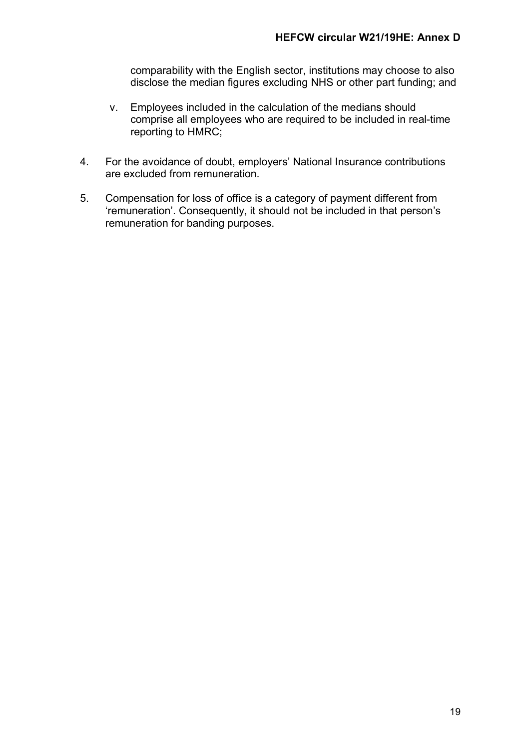comparability with the English sector, institutions may choose to also disclose the median figures excluding NHS or other part funding; and

v. Employees included in the calculation of the medians should comprise all employees who are required to be included in real-time reporting to HMRC;

4. For the avoidance of doubt, employers' National Insurance contributions are excluded from remuneration.

5. Compensation for loss of office is a category of payment different from 'remuneration'. Consequently, it should not be included in that person's remuneration for banding purposes.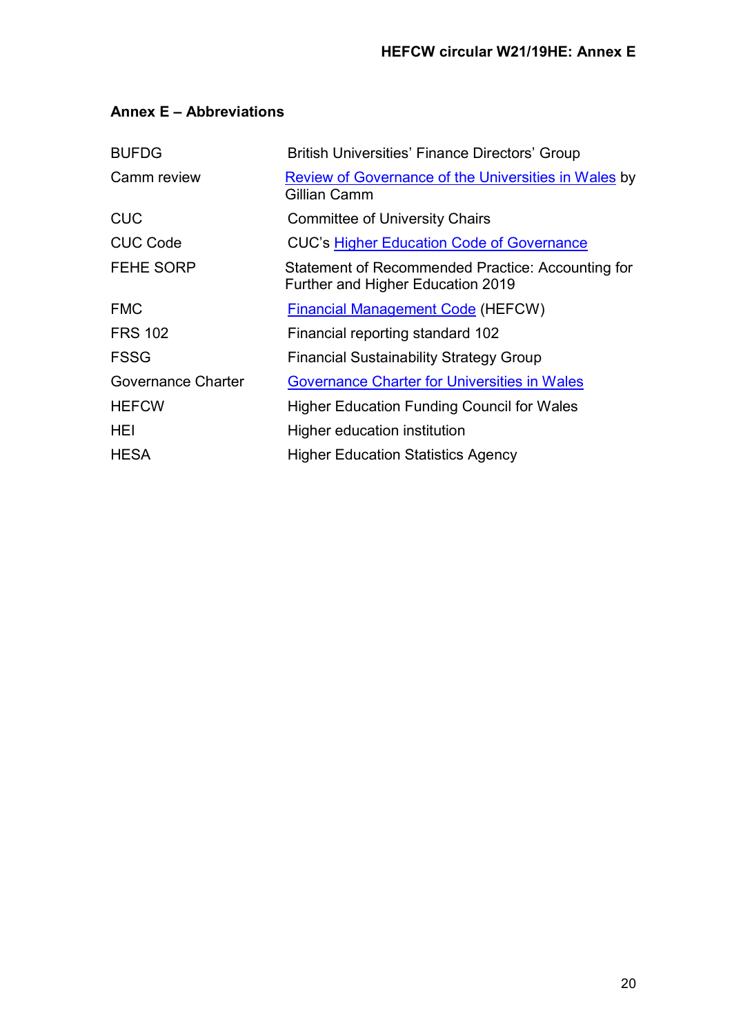## Annex E – Abbreviations

| | |
|---|---|
| BUFDG | British Universities' Finance Directors' Group |
| Camm review | Review of Governance of the Universities in Wales by Gillian Camm |
| CUC | Committee of University Chairs |
| CUC Code | CUC's Higher Education Code of Governance |
| FEHE SORP | Statement of Recommended Practice: Accounting for Further and Higher Education 2019 |
| FMC | Financial Management Code (HEFCW) |
| FRS 102 | Financial reporting standard 102 |
| FSSG | Financial Sustainability Strategy Group |
| Governance Charter | Governance Charter for Universities in Wales |
| HEFCW | Higher Education Funding Council for Wales |
| HEI | Higher education institution |
| HESA | Higher Education Statistics Agency |